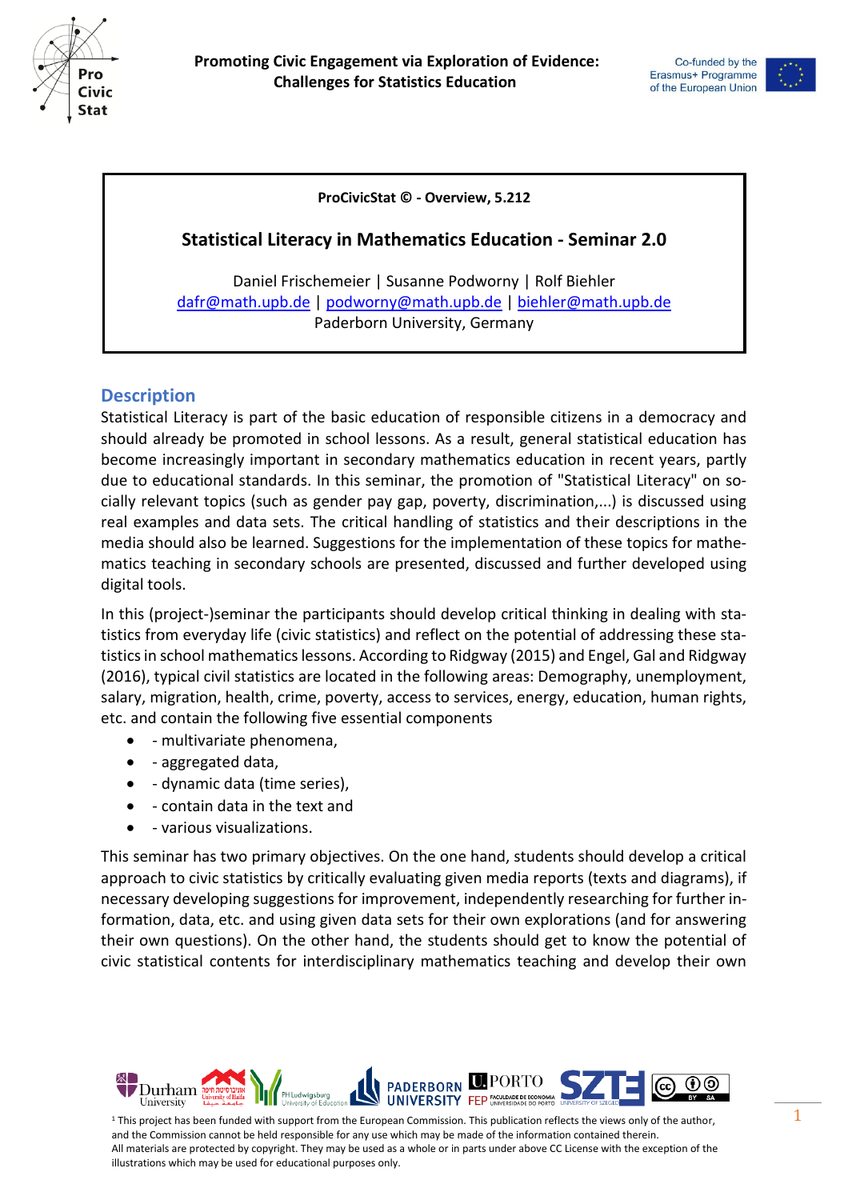**ProCivicStat © - Overview, 5.212**

# Statistical Literacy in Mathematics Education - Seminar 2.0

Daniel Frischemeier | Susanne Podworny | Rolf Biehler
dafr@math.upb.de | podworny@math.upb.de | biehler@math.upb.de
Paderborn University, Germany

## Description

Statistical Literacy is part of the basic education of responsible citizens in a democracy and should already be promoted in school lessons. As a result, general statistical education has become increasingly important in secondary mathematics education in recent years, partly due to educational standards. In this seminar, the promotion of "Statistical Literacy" on socially relevant topics (such as gender pay gap, poverty, discrimination,...) is discussed using real examples and data sets. The critical handling of statistics and their descriptions in the media should also be learned. Suggestions for the implementation of these topics for mathematics teaching in secondary schools are presented, discussed and further developed using digital tools.

In this (project-)seminar the participants should develop critical thinking in dealing with statistics from everyday life (civic statistics) and reflect on the potential of addressing these statistics in school mathematics lessons. According to Ridgway (2015) and Engel, Gal and Ridgway (2016), typical civil statistics are located in the following areas: Demography, unemployment, salary, migration, health, crime, poverty, access to services, energy, education, human rights, etc. and contain the following five essential components

- - multivariate phenomena,
- - aggregated data,
- - dynamic data (time series),
- - contain data in the text and
- - various visualizations.

This seminar has two primary objectives. On the one hand, students should develop a critical approach to civic statistics by critically evaluating given media reports (texts and diagrams), if necessary developing suggestions for improvement, independently researching for further information, data, etc. and using given data sets for their own explorations (and for answering their own questions). On the other hand, the students should get to know the potential of civic statistical contents for interdisciplinary mathematics teaching and develop their own

[1] This project has been funded with support from the European Commission. This publication reflects the views only of the author, and the Commission cannot be held responsible for any use which may be made of the information contained therein.
All materials are protected by copyright. They may be used as a whole or in parts under above CC License with the exception of the illustrations which may be used for educational purposes only.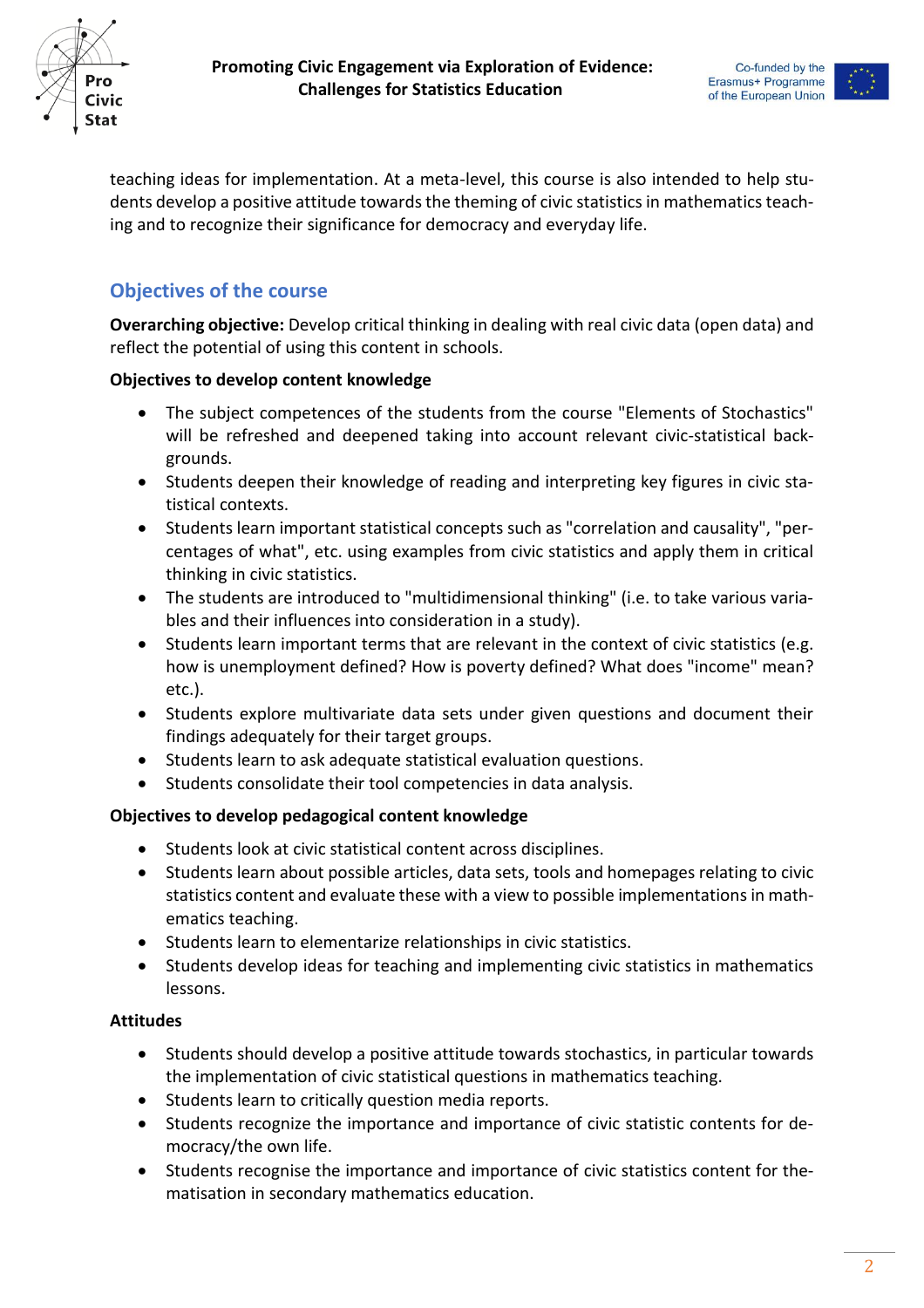teaching ideas for implementation. At a meta-level, this course is also intended to help students develop a positive attitude towards the theming of civic statistics in mathematics teaching and to recognize their significance for democracy and everyday life.

## Objectives of the course

**Overarching objective:** Develop critical thinking in dealing with real civic data (open data) and reflect the potential of using this content in schools.

**Objectives to develop content knowledge**

- The subject competences of the students from the course "Elements of Stochastics" will be refreshed and deepened taking into account relevant civic-statistical backgrounds.
- Students deepen their knowledge of reading and interpreting key figures in civic statistical contexts.
- Students learn important statistical concepts such as "correlation and causality", "percentages of what", etc. using examples from civic statistics and apply them in critical thinking in civic statistics.
- The students are introduced to "multidimensional thinking" (i.e. to take various variables and their influences into consideration in a study).
- Students learn important terms that are relevant in the context of civic statistics (e.g. how is unemployment defined? How is poverty defined? What does "income" mean? etc.).
- Students explore multivariate data sets under given questions and document their findings adequately for their target groups.
- Students learn to ask adequate statistical evaluation questions.
- Students consolidate their tool competencies in data analysis.

**Objectives to develop pedagogical content knowledge**

- Students look at civic statistical content across disciplines.
- Students learn about possible articles, data sets, tools and homepages relating to civic statistics content and evaluate these with a view to possible implementations in mathematics teaching.
- Students learn to elementarize relationships in civic statistics.
- Students develop ideas for teaching and implementing civic statistics in mathematics lessons.

**Attitudes**

- Students should develop a positive attitude towards stochastics, in particular towards the implementation of civic statistical questions in mathematics teaching.
- Students learn to critically question media reports.
- Students recognize the importance and importance of civic statistic contents for democracy/the own life.
- Students recognise the importance and importance of civic statistics content for thematisation in secondary mathematics education.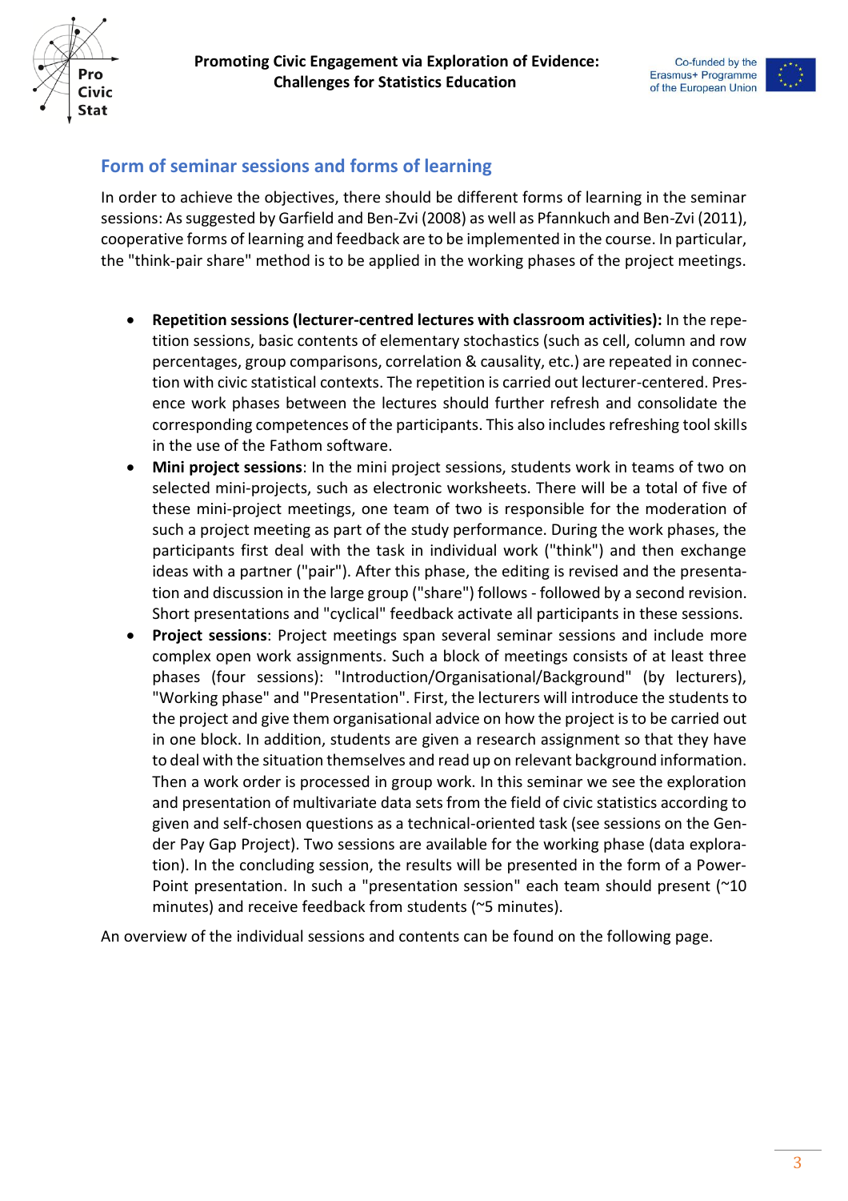## Form of seminar sessions and forms of learning

In order to achieve the objectives, there should be different forms of learning in the seminar sessions: As suggested by Garfield and Ben-Zvi (2008) as well as Pfannkuch and Ben-Zvi (2011), cooperative forms of learning and feedback are to be implemented in the course. In particular, the "think-pair share" method is to be applied in the working phases of the project meetings.

- **Repetition sessions (lecturer-centred lectures with classroom activities):** In the repetition sessions, basic contents of elementary stochastics (such as cell, column and row percentages, group comparisons, correlation & causality, etc.) are repeated in connection with civic statistical contexts. The repetition is carried out lecturer-centered. Presence work phases between the lectures should further refresh and consolidate the corresponding competences of the participants. This also includes refreshing tool skills in the use of the Fathom software.
- **Mini project sessions**: In the mini project sessions, students work in teams of two on selected mini-projects, such as electronic worksheets. There will be a total of five of these mini-project meetings, one team of two is responsible for the moderation of such a project meeting as part of the study performance. During the work phases, the participants first deal with the task in individual work ("think") and then exchange ideas with a partner ("pair"). After this phase, the editing is revised and the presentation and discussion in the large group ("share") follows - followed by a second revision. Short presentations and "cyclical" feedback activate all participants in these sessions.
- **Project sessions**: Project meetings span several seminar sessions and include more complex open work assignments. Such a block of meetings consists of at least three phases (four sessions): "Introduction/Organisational/Background" (by lecturers), "Working phase" and "Presentation". First, the lecturers will introduce the students to the project and give them organisational advice on how the project is to be carried out in one block. In addition, students are given a research assignment so that they have to deal with the situation themselves and read up on relevant background information. Then a work order is processed in group work. In this seminar we see the exploration and presentation of multivariate data sets from the field of civic statistics according to given and self-chosen questions as a technical-oriented task (see sessions on the Gender Pay Gap Project). Two sessions are available for the working phase (data exploration). In the concluding session, the results will be presented in the form of a PowerPoint presentation. In such a "presentation session" each team should present (~10 minutes) and receive feedback from students (~5 minutes).

An overview of the individual sessions and contents can be found on the following page.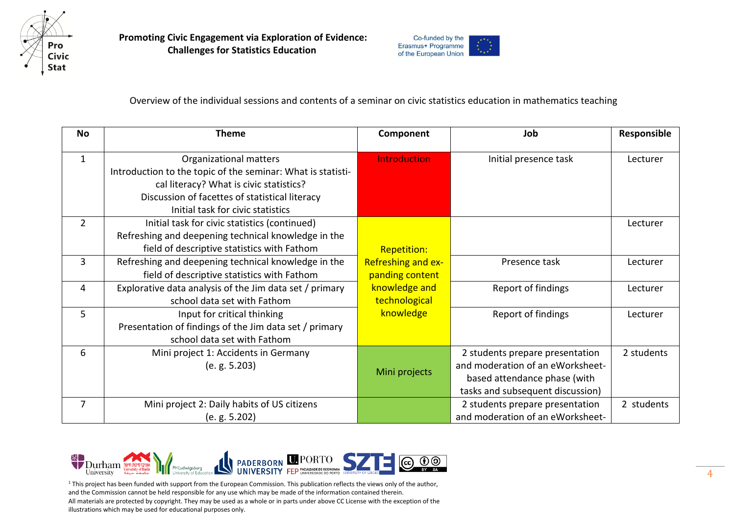Overview of the individual sessions and contents of a seminar on civic statistics education in mathematics teaching

| No | Theme | Component | Job | Responsible |
|---|---|---|---|---|
| 1 | Organizational matters<br>Introduction to the topic of the seminar: What is statistical literacy? What is civic statistics?<br>Discussion of facettes of statistical literacy<br>Initial task for civic statistics | Introduction | Initial presence task | Lecturer |
| 2 | Initial task for civic statistics (continued)<br>Refreshing and deepening technical knowledge in the field of descriptive statistics with Fathom | Repetition: Refreshing and expanding content knowledge and technological knowledge | | Lecturer |
| 3 | Refreshing and deepening technical knowledge in the field of descriptive statistics with Fathom | | Presence task | Lecturer |
| 4 | Explorative data analysis of the Jim data set / primary school data set with Fathom | | Report of findings | Lecturer |
| 5 | Input for critical thinking<br>Presentation of findings of the Jim data set / primary school data set with Fathom | | Report of findings | Lecturer |
| 6 | Mini project 1: Accidents in Germany<br>(e. g. 5.203) | Mini projects | 2 students prepare presentation and moderation of an eWorksheet-based attendance phase (with tasks and subsequent discussion) | 2 students |
| 7 | Mini project 2: Daily habits of US citizens<br>(e. g. 5.202) | | 2 students prepare presentation and moderation of an eWorksheet- | 2 students |

[1] This project has been funded with support from the European Commission. This publication reflects the views only of the author, and the Commission cannot be held responsible for any use which may be made of the information contained therein.
All materials are protected by copyright. They may be used as a whole or in parts under above CC License with the exception of the illustrations which may be used for educational purposes only.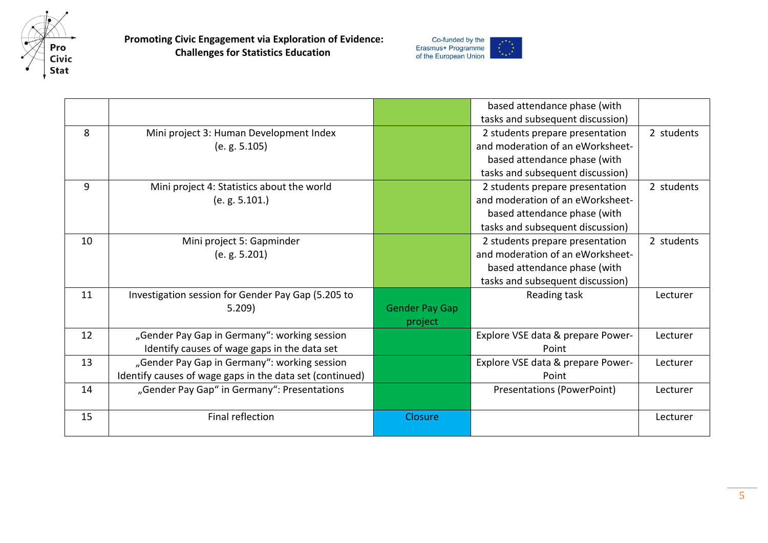| | | | | |
|---|---|---|---|---|
| | | | based attendance phase (with tasks and subsequent discussion) | |
| 8 | Mini project 3: Human Development Index (e. g. 5.105) | | 2 students prepare presentation and moderation of an eWorksheet-based attendance phase (with tasks and subsequent discussion) | 2 students |
| 9 | Mini project 4: Statistics about the world (e. g. 5.101.) | | 2 students prepare presentation and moderation of an eWorksheet-based attendance phase (with tasks and subsequent discussion) | 2 students |
| 10 | Mini project 5: Gapminder (e. g. 5.201) | | 2 students prepare presentation and moderation of an eWorksheet-based attendance phase (with tasks and subsequent discussion) | 2 students |
| 11 | Investigation session for Gender Pay Gap (5.205 to 5.209) | Gender Pay Gap project | Reading task | Lecturer |
| 12 | „Gender Pay Gap in Germany": working session Identify causes of wage gaps in the data set | | Explore VSE data & prepare PowerPoint | Lecturer |
| 13 | „Gender Pay Gap in Germany": working session Identify causes of wage gaps in the data set (continued) | | Explore VSE data & prepare PowerPoint | Lecturer |
| 14 | „Gender Pay Gap" in Germany": Presentations | | Presentations (PowerPoint) | Lecturer |
| 15 | Final reflection | Closure | | Lecturer |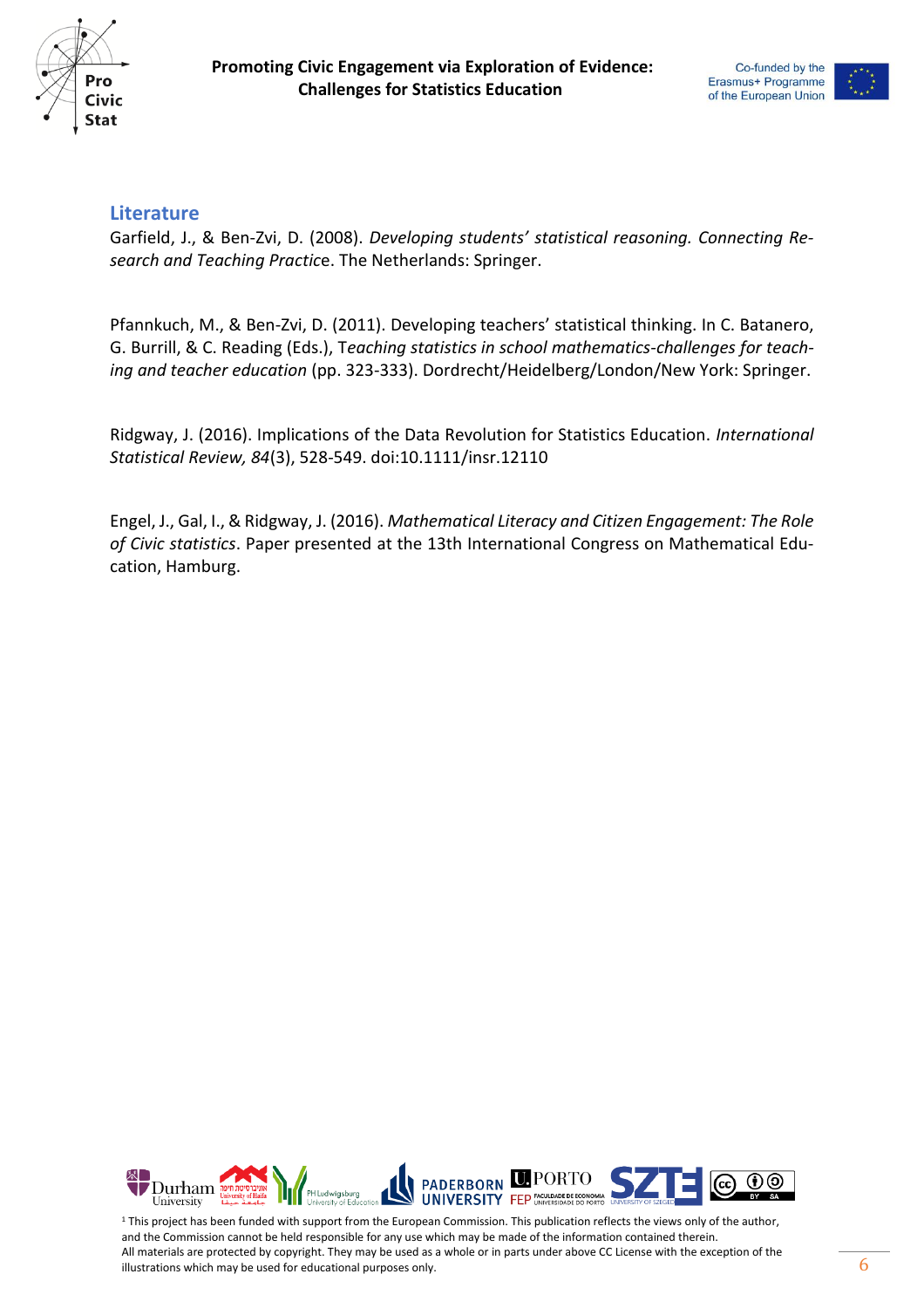## Literature

Garfield, J., & Ben-Zvi, D. (2008). *Developing students' statistical reasoning. Connecting Research and Teaching Practice*. The Netherlands: Springer.

Pfannkuch, M., & Ben-Zvi, D. (2011). Developing teachers' statistical thinking. In C. Batanero, G. Burrill, & C. Reading (Eds.), *Teaching statistics in school mathematics-challenges for teaching and teacher education* (pp. 323-333). Dordrecht/Heidelberg/London/New York: Springer.

Ridgway, J. (2016). Implications of the Data Revolution for Statistics Education. *International Statistical Review, 84*(3), 528-549. doi:10.1111/insr.12110

Engel, J., Gal, I., & Ridgway, J. (2016). *Mathematical Literacy and Citizen Engagement: The Role of Civic statistics*. Paper presented at the 13th International Congress on Mathematical Education, Hamburg.

[1] This project has been funded with support from the European Commission. This publication reflects the views only of the author, and the Commission cannot be held responsible for any use which may be made of the information contained therein.
All materials are protected by copyright. They may be used as a whole or in parts under above CC License with the exception of the illustrations which may be used for educational purposes only.